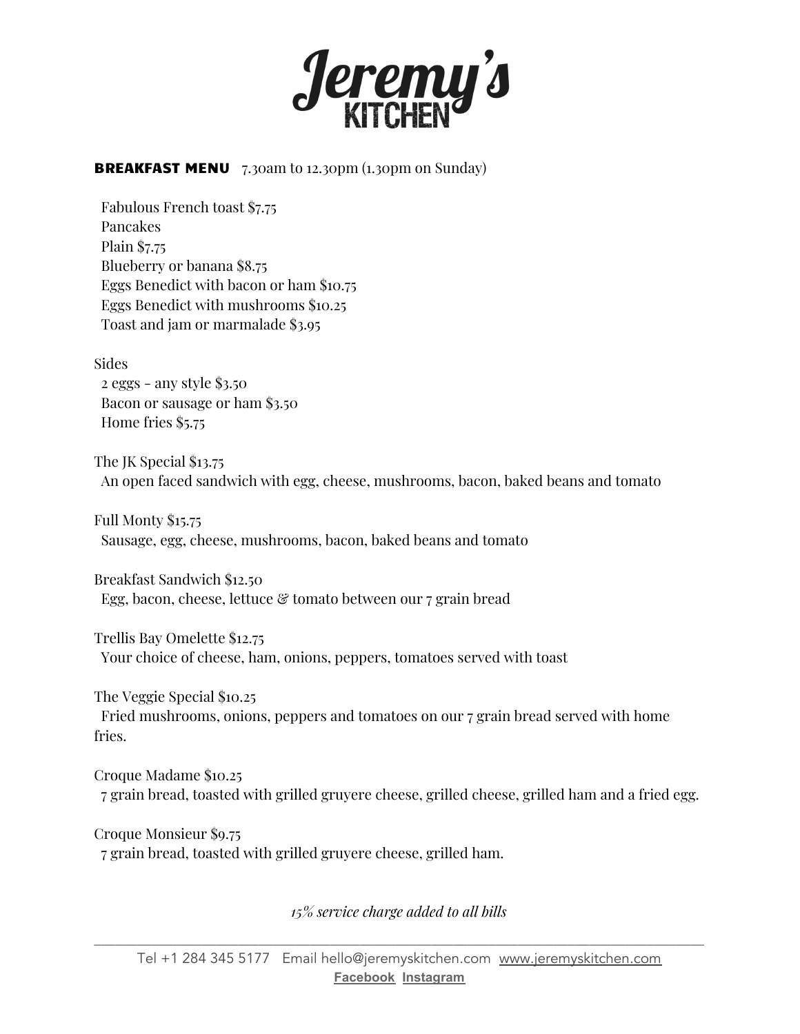# Jeremy's KITCHEN

## BREAKFAST MENU 7.30am to 12.30pm (1.30pm on Sunday)

Fabulous French toast $7.75

Pancakes

Plain $7.75

Blueberry or banana $8.75

Eggs Benedict with bacon or ham $10.75

Eggs Benedict with mushrooms $10.25

Toast and jam or marmalade $3.95

Sides

2 eggs - any style $3.50

Bacon or sausage or ham $3.50

Home fries $5.75

The JK Special $13.75

An open faced sandwich with egg, cheese, mushrooms, bacon, baked beans and tomato

Full Monty $15.75

Sausage, egg, cheese, mushrooms, bacon, baked beans and tomato

Breakfast Sandwich $12.50

Egg, bacon, cheese, lettuce & tomato between our 7 grain bread

Trellis Bay Omelette $12.75

Your choice of cheese, ham, onions, peppers, tomatoes served with toast

The Veggie Special $10.25

Fried mushrooms, onions, peppers and tomatoes on our 7 grain bread served with home fries.

Croque Madame $10.25

7 grain bread, toasted with grilled gruyere cheese, grilled cheese, grilled ham and a fried egg.

Croque Monsieur $9.75

7 grain bread, toasted with grilled gruyere cheese, grilled ham.

*15% service charge added to all bills*

---

Tel +1 284 345 5177 Email hello@jeremyskitchen.com www.jeremyskitchen.com

Facebook Instagram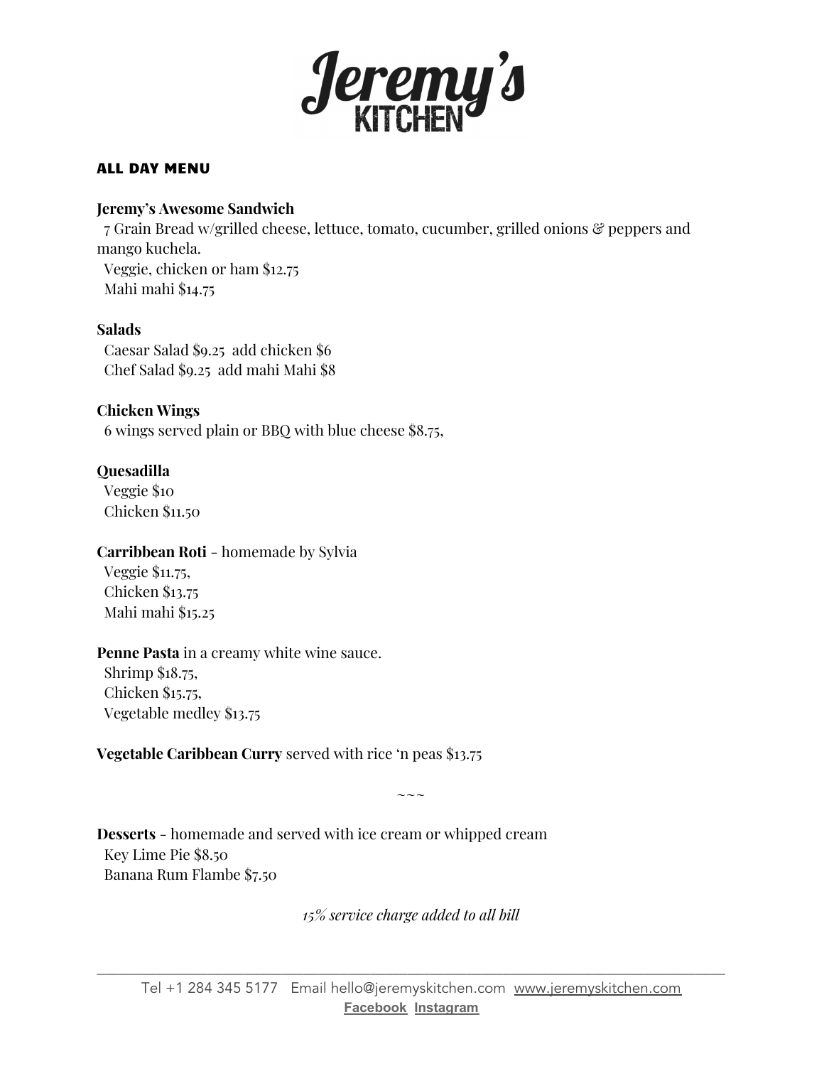# Jeremy's KITCHEN

## ALL DAY MENU

**Jeremy's Awesome Sandwich**
7 Grain Bread w/grilled cheese, lettuce, tomato, cucumber, grilled onions & peppers and mango kuchela.
Veggie, chicken or ham $12.75
Mahi mahi $14.75

**Salads**
Caesar Salad $9.25  add chicken $6
Chef Salad $9.25  add mahi Mahi $8

**Chicken Wings**
6 wings served plain or BBQ with blue cheese $8.75,

**Quesadilla**
Veggie $10
Chicken $11.50

**Carribbean Roti** - homemade by Sylvia
Veggie $11.75,
Chicken $13.75
Mahi mahi $15.25

**Penne Pasta** in a creamy white wine sauce.
Shrimp $18.75,
Chicken $15.75,
Vegetable medley $13.75

**Vegetable Caribbean Curry** served with rice 'n peas $13.75

~~~

**Desserts** - homemade and served with ice cream or whipped cream
Key Lime Pie $8.50
Banana Rum Flambe $7.50

*15% service charge added to all bill*

---

Tel +1 284 345 5177   Email hello@jeremyskitchen.com   www.jeremyskitchen.com
Facebook  Instagram